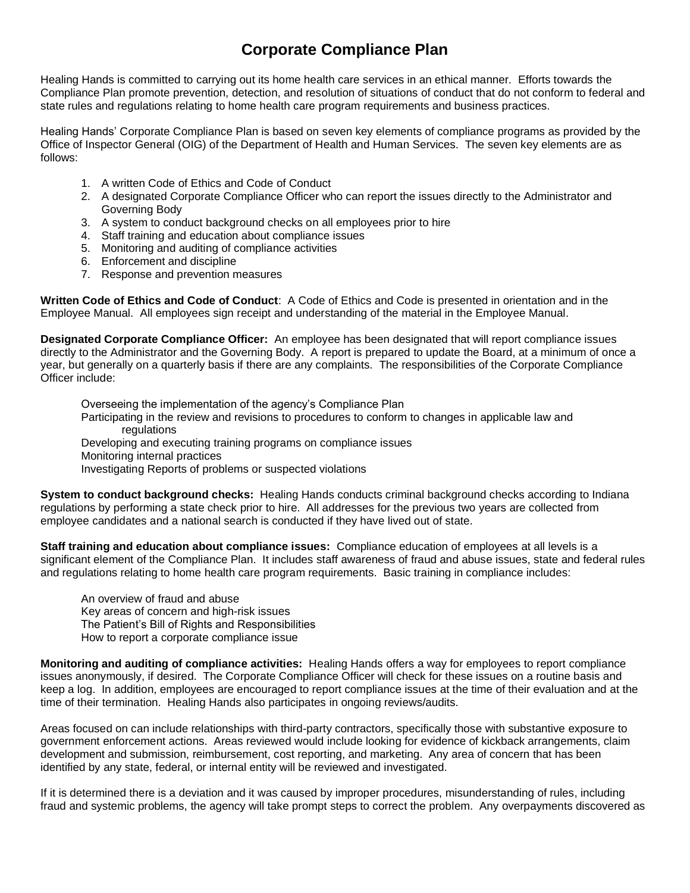# Corporate Compliance Plan

Healing Hands is committed to carrying out its home health care services in an ethical manner. Efforts towards the Compliance Plan promote prevention, detection, and resolution of situations of conduct that do not conform to federal and state rules and regulations relating to home health care program requirements and business practices.

Healing Hands' Corporate Compliance Plan is based on seven key elements of compliance programs as provided by the Office of Inspector General (OIG) of the Department of Health and Human Services. The seven key elements are as follows:

1. A written Code of Ethics and Code of Conduct
2. A designated Corporate Compliance Officer who can report the issues directly to the Administrator and Governing Body
3. A system to conduct background checks on all employees prior to hire
4. Staff training and education about compliance issues
5. Monitoring and auditing of compliance activities
6. Enforcement and discipline
7. Response and prevention measures

**Written Code of Ethics and Code of Conduct**: A Code of Ethics and Code is presented in orientation and in the Employee Manual. All employees sign receipt and understanding of the material in the Employee Manual.

**Designated Corporate Compliance Officer:** An employee has been designated that will report compliance issues directly to the Administrator and the Governing Body. A report is prepared to update the Board, at a minimum of once a year, but generally on a quarterly basis if there are any complaints. The responsibilities of the Corporate Compliance Officer include:

Overseeing the implementation of the agency's Compliance Plan
Participating in the review and revisions to procedures to conform to changes in applicable law and regulations
Developing and executing training programs on compliance issues
Monitoring internal practices
Investigating Reports of problems or suspected violations

**System to conduct background checks:** Healing Hands conducts criminal background checks according to Indiana regulations by performing a state check prior to hire. All addresses for the previous two years are collected from employee candidates and a national search is conducted if they have lived out of state.

**Staff training and education about compliance issues:** Compliance education of employees at all levels is a significant element of the Compliance Plan. It includes staff awareness of fraud and abuse issues, state and federal rules and regulations relating to home health care program requirements. Basic training in compliance includes:

An overview of fraud and abuse
Key areas of concern and high-risk issues
The Patient's Bill of Rights and Responsibilities
How to report a corporate compliance issue

**Monitoring and auditing of compliance activities:** Healing Hands offers a way for employees to report compliance issues anonymously, if desired. The Corporate Compliance Officer will check for these issues on a routine basis and keep a log. In addition, employees are encouraged to report compliance issues at the time of their evaluation and at the time of their termination. Healing Hands also participates in ongoing reviews/audits.

Areas focused on can include relationships with third-party contractors, specifically those with substantive exposure to government enforcement actions. Areas reviewed would include looking for evidence of kickback arrangements, claim development and submission, reimbursement, cost reporting, and marketing. Any area of concern that has been identified by any state, federal, or internal entity will be reviewed and investigated.

If it is determined there is a deviation and it was caused by improper procedures, misunderstanding of rules, including fraud and systemic problems, the agency will take prompt steps to correct the problem. Any overpayments discovered as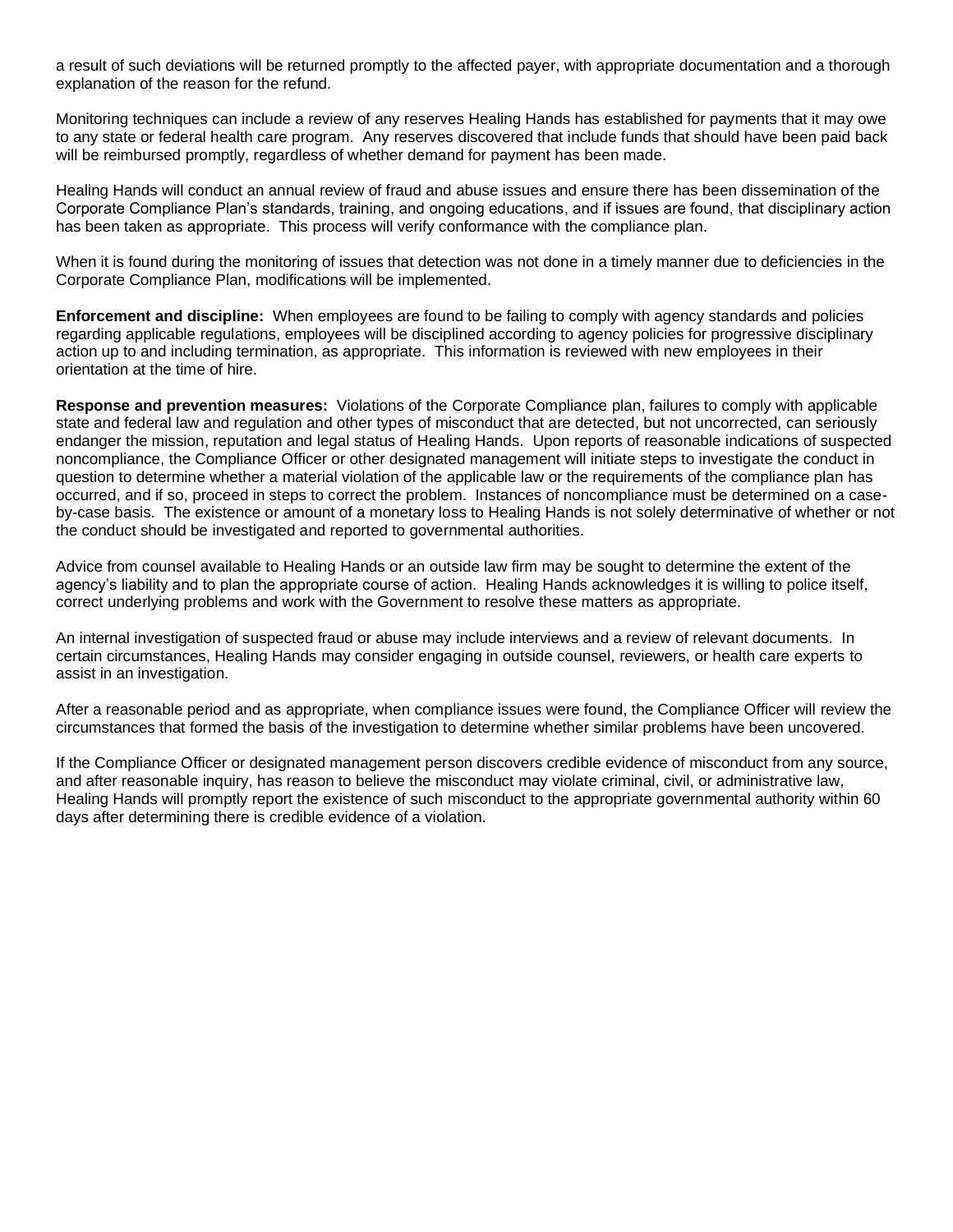a result of such deviations will be returned promptly to the affected payer, with appropriate documentation and a thorough explanation of the reason for the refund.

Monitoring techniques can include a review of any reserves Healing Hands has established for payments that it may owe to any state or federal health care program. Any reserves discovered that include funds that should have been paid back will be reimbursed promptly, regardless of whether demand for payment has been made.

Healing Hands will conduct an annual review of fraud and abuse issues and ensure there has been dissemination of the Corporate Compliance Plan's standards, training, and ongoing educations, and if issues are found, that disciplinary action has been taken as appropriate. This process will verify conformance with the compliance plan.

When it is found during the monitoring of issues that detection was not done in a timely manner due to deficiencies in the Corporate Compliance Plan, modifications will be implemented.

**Enforcement and discipline:** When employees are found to be failing to comply with agency standards and policies regarding applicable regulations, employees will be disciplined according to agency policies for progressive disciplinary action up to and including termination, as appropriate. This information is reviewed with new employees in their orientation at the time of hire.

**Response and prevention measures:** Violations of the Corporate Compliance plan, failures to comply with applicable state and federal law and regulation and other types of misconduct that are detected, but not uncorrected, can seriously endanger the mission, reputation and legal status of Healing Hands. Upon reports of reasonable indications of suspected noncompliance, the Compliance Officer or other designated management will initiate steps to investigate the conduct in question to determine whether a material violation of the applicable law or the requirements of the compliance plan has occurred, and if so, proceed in steps to correct the problem. Instances of noncompliance must be determined on a case-by-case basis. The existence or amount of a monetary loss to Healing Hands is not solely determinative of whether or not the conduct should be investigated and reported to governmental authorities.

Advice from counsel available to Healing Hands or an outside law firm may be sought to determine the extent of the agency's liability and to plan the appropriate course of action. Healing Hands acknowledges it is willing to police itself, correct underlying problems and work with the Government to resolve these matters as appropriate.

An internal investigation of suspected fraud or abuse may include interviews and a review of relevant documents. In certain circumstances, Healing Hands may consider engaging in outside counsel, reviewers, or health care experts to assist in an investigation.

After a reasonable period and as appropriate, when compliance issues were found, the Compliance Officer will review the circumstances that formed the basis of the investigation to determine whether similar problems have been uncovered.

If the Compliance Officer or designated management person discovers credible evidence of misconduct from any source, and after reasonable inquiry, has reason to believe the misconduct may violate criminal, civil, or administrative law, Healing Hands will promptly report the existence of such misconduct to the appropriate governmental authority within 60 days after determining there is credible evidence of a violation.